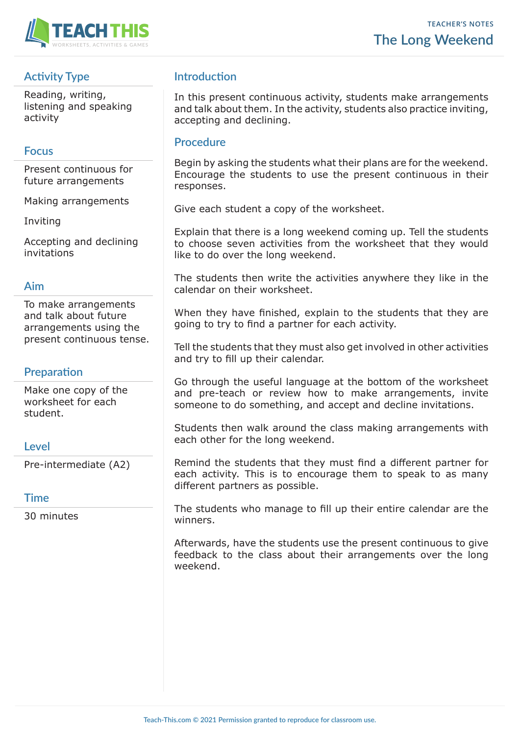TEACHER'S NOTES

# The Long Weekend

## Activity Type

Reading, writing, listening and speaking activity

## Focus

Present continuous for future arrangements

Making arrangements

Inviting

Accepting and declining invitations

## Aim

To make arrangements and talk about future arrangements using the present continuous tense.

## Preparation

Make one copy of the worksheet for each student.

## Level

Pre-intermediate (A2)

## Time

30 minutes

## Introduction

In this present continuous activity, students make arrangements and talk about them. In the activity, students also practice inviting, accepting and declining.

## Procedure

Begin by asking the students what their plans are for the weekend. Encourage the students to use the present continuous in their responses.

Give each student a copy of the worksheet.

Explain that there is a long weekend coming up. Tell the students to choose seven activities from the worksheet that they would like to do over the long weekend.

The students then write the activities anywhere they like in the calendar on their worksheet.

When they have finished, explain to the students that they are going to try to find a partner for each activity.

Tell the students that they must also get involved in other activities and try to fill up their calendar.

Go through the useful language at the bottom of the worksheet and pre-teach or review how to make arrangements, invite someone to do something, and accept and decline invitations.

Students then walk around the class making arrangements with each other for the long weekend.

Remind the students that they must find a different partner for each activity. This is to encourage them to speak to as many different partners as possible.

The students who manage to fill up their entire calendar are the winners.

Afterwards, have the students use the present continuous to give feedback to the class about their arrangements over the long weekend.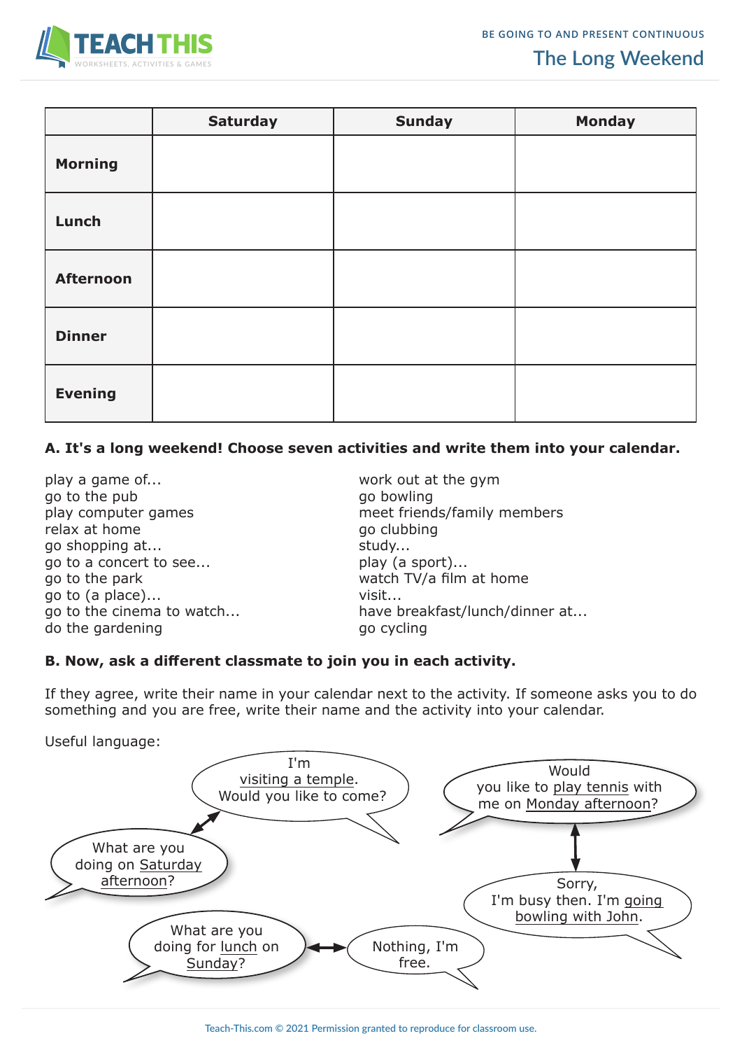# The Long Weekend

| | Saturday | Sunday | Monday |
|---|---|---|---|
| **Morning** | | | |
| **Lunch** | | | |
| **Afternoon** | | | |
| **Dinner** | | | |
| **Evening** | | | |

**A. It's a long weekend! Choose seven activities and write them into your calendar.**

play a game of...
go to the pub
play computer games
relax at home
go shopping at...
go to a concert to see...
go to the park
go to (a place)...
go to the cinema to watch...
do the gardening
work out at the gym
go bowling
meet friends/family members
go clubbing
study...
play (a sport)...
watch TV/a film at home
visit...
have breakfast/lunch/dinner at...
go cycling

**B. Now, ask a different classmate to join you in each activity.**

If they agree, write their name in your calendar next to the activity. If someone asks you to do something and you are free, write their name and the activity into your calendar.

Useful language:

What are you doing on Saturday afternoon?
I'm visiting a temple. Would you like to come?

Would you like to play tennis with me on Monday afternoon?
Sorry, I'm busy then. I'm going bowling with John.

What are you doing for lunch on Sunday?
Nothing, I'm free.